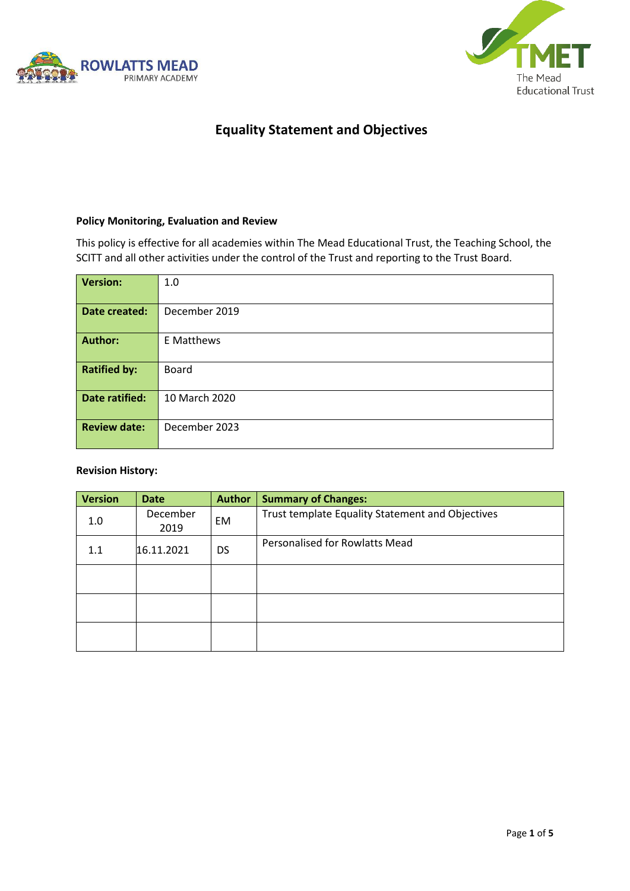ROWLATTS MEAD
PRIMARY ACADEMY

TMET
The Mead
Educational Trust

# Equality Statement and Objectives

**Policy Monitoring, Evaluation and Review**

This policy is effective for all academies within The Mead Educational Trust, the Teaching School, the SCITT and all other activities under the control of the Trust and reporting to the Trust Board.

| | |
|---|---|
| **Version:** | 1.0 |
| **Date created:** | December 2019 |
| **Author:** | E Matthews |
| **Ratified by:** | Board |
| **Date ratified:** | 10 March 2020 |
| **Review date:** | December 2023 |

**Revision History:**

| Version | Date | Author | Summary of Changes: |
|---|---|---|---|
| 1.0 | December 2019 | EM | Trust template Equality Statement and Objectives |
| 1.1 | 16.11.2021 | DS | Personalised for Rowlatts Mead |
| | | | |
| | | | |
| | | | |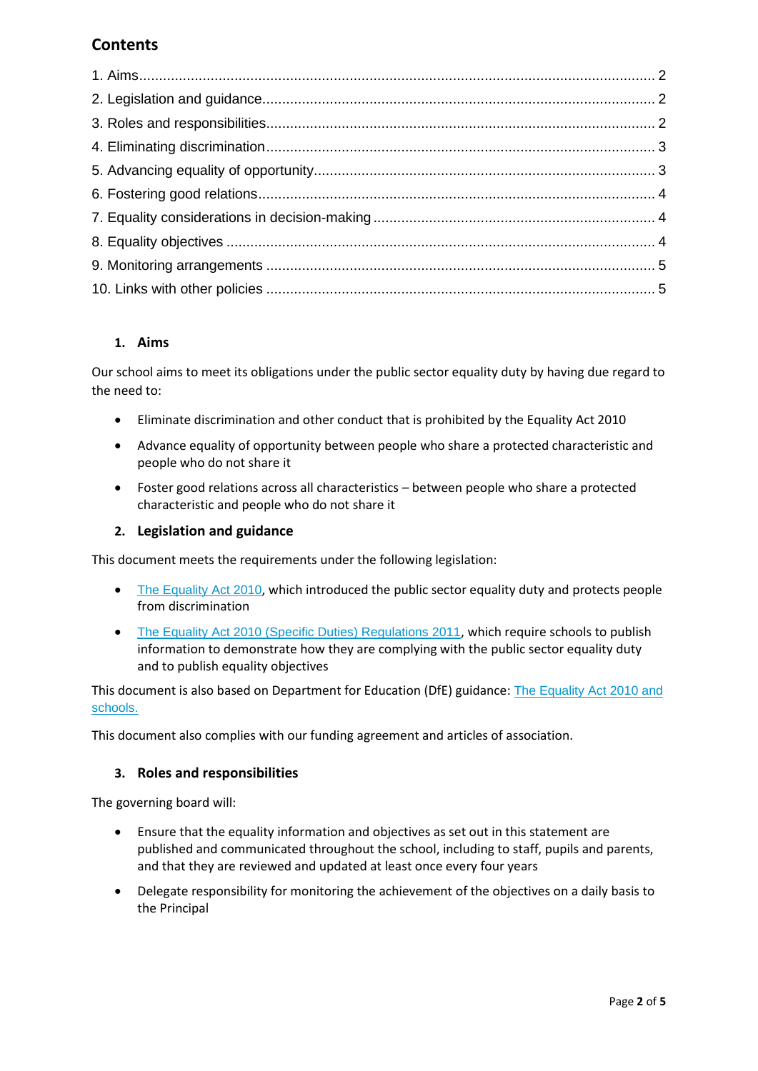## Contents

1. Aims.......... 2
2. Legislation and guidance.......... 2
3. Roles and responsibilities.......... 2
4. Eliminating discrimination.......... 3
5. Advancing equality of opportunity.......... 3
6. Fostering good relations.......... 4
7. Equality considerations in decision-making.......... 4
8. Equality objectives.......... 4
9. Monitoring arrangements.......... 5
10. Links with other policies.......... 5

### 1. Aims

Our school aims to meet its obligations under the public sector equality duty by having due regard to the need to:

- Eliminate discrimination and other conduct that is prohibited by the Equality Act 2010
- Advance equality of opportunity between people who share a protected characteristic and people who do not share it
- Foster good relations across all characteristics – between people who share a protected characteristic and people who do not share it

### 2. Legislation and guidance

This document meets the requirements under the following legislation:

- The Equality Act 2010, which introduced the public sector equality duty and protects people from discrimination
- The Equality Act 2010 (Specific Duties) Regulations 2011, which require schools to publish information to demonstrate how they are complying with the public sector equality duty and to publish equality objectives

This document is also based on Department for Education (DfE) guidance: The Equality Act 2010 and schools.

This document also complies with our funding agreement and articles of association.

### 3. Roles and responsibilities

The governing board will:

- Ensure that the equality information and objectives as set out in this statement are published and communicated throughout the school, including to staff, pupils and parents, and that they are reviewed and updated at least once every four years
- Delegate responsibility for monitoring the achievement of the objectives on a daily basis to the Principal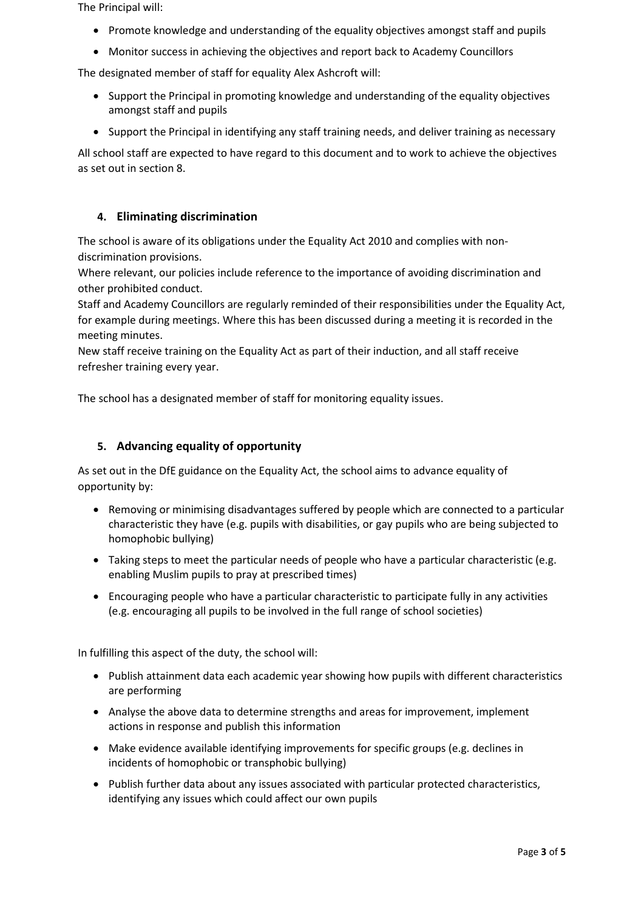The Principal will:

- Promote knowledge and understanding of the equality objectives amongst staff and pupils
- Monitor success in achieving the objectives and report back to Academy Councillors

The designated member of staff for equality Alex Ashcroft will:

- Support the Principal in promoting knowledge and understanding of the equality objectives amongst staff and pupils
- Support the Principal in identifying any staff training needs, and deliver training as necessary

All school staff are expected to have regard to this document and to work to achieve the objectives as set out in section 8.

## 4. Eliminating discrimination

The school is aware of its obligations under the Equality Act 2010 and complies with non-discrimination provisions.
Where relevant, our policies include reference to the importance of avoiding discrimination and other prohibited conduct.
Staff and Academy Councillors are regularly reminded of their responsibilities under the Equality Act, for example during meetings. Where this has been discussed during a meeting it is recorded in the meeting minutes.
New staff receive training on the Equality Act as part of their induction, and all staff receive refresher training every year.

The school has a designated member of staff for monitoring equality issues.

## 5. Advancing equality of opportunity

As set out in the DfE guidance on the Equality Act, the school aims to advance equality of opportunity by:

- Removing or minimising disadvantages suffered by people which are connected to a particular characteristic they have (e.g. pupils with disabilities, or gay pupils who are being subjected to homophobic bullying)
- Taking steps to meet the particular needs of people who have a particular characteristic (e.g. enabling Muslim pupils to pray at prescribed times)
- Encouraging people who have a particular characteristic to participate fully in any activities (e.g. encouraging all pupils to be involved in the full range of school societies)

In fulfilling this aspect of the duty, the school will:

- Publish attainment data each academic year showing how pupils with different characteristics are performing
- Analyse the above data to determine strengths and areas for improvement, implement actions in response and publish this information
- Make evidence available identifying improvements for specific groups (e.g. declines in incidents of homophobic or transphobic bullying)
- Publish further data about any issues associated with particular protected characteristics, identifying any issues which could affect our own pupils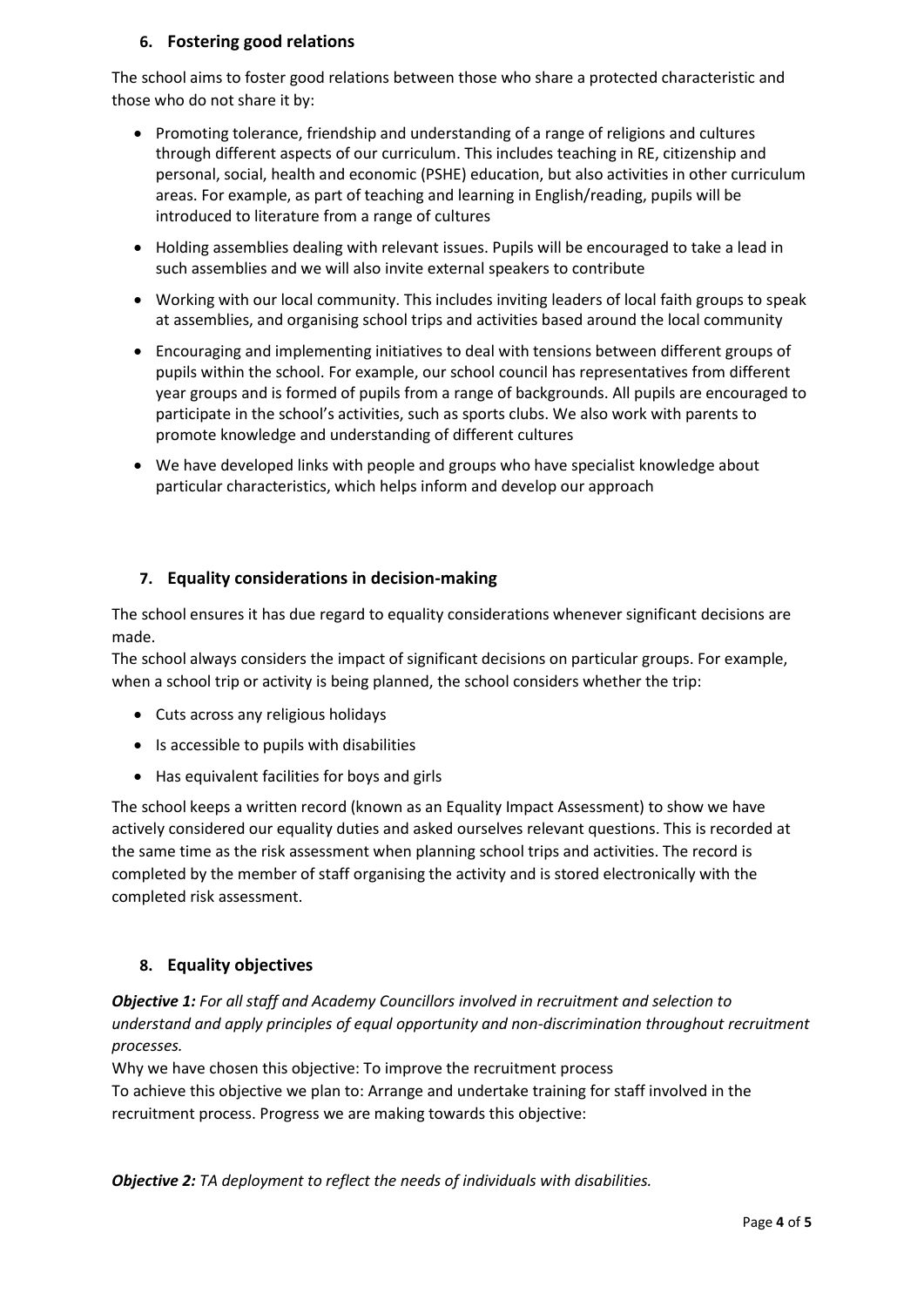## 6. Fostering good relations

The school aims to foster good relations between those who share a protected characteristic and those who do not share it by:

- Promoting tolerance, friendship and understanding of a range of religions and cultures through different aspects of our curriculum. This includes teaching in RE, citizenship and personal, social, health and economic (PSHE) education, but also activities in other curriculum areas. For example, as part of teaching and learning in English/reading, pupils will be introduced to literature from a range of cultures
- Holding assemblies dealing with relevant issues. Pupils will be encouraged to take a lead in such assemblies and we will also invite external speakers to contribute
- Working with our local community. This includes inviting leaders of local faith groups to speak at assemblies, and organising school trips and activities based around the local community
- Encouraging and implementing initiatives to deal with tensions between different groups of pupils within the school. For example, our school council has representatives from different year groups and is formed of pupils from a range of backgrounds. All pupils are encouraged to participate in the school's activities, such as sports clubs. We also work with parents to promote knowledge and understanding of different cultures
- We have developed links with people and groups who have specialist knowledge about particular characteristics, which helps inform and develop our approach

## 7. Equality considerations in decision-making

The school ensures it has due regard to equality considerations whenever significant decisions are made.

The school always considers the impact of significant decisions on particular groups. For example, when a school trip or activity is being planned, the school considers whether the trip:

- Cuts across any religious holidays
- Is accessible to pupils with disabilities
- Has equivalent facilities for boys and girls

The school keeps a written record (known as an Equality Impact Assessment) to show we have actively considered our equality duties and asked ourselves relevant questions. This is recorded at the same time as the risk assessment when planning school trips and activities. The record is completed by the member of staff organising the activity and is stored electronically with the completed risk assessment.

## 8. Equality objectives

***Objective 1:*** *For all staff and Academy Councillors involved in recruitment and selection to understand and apply principles of equal opportunity and non-discrimination throughout recruitment processes.*

Why we have chosen this objective: To improve the recruitment process

To achieve this objective we plan to: Arrange and undertake training for staff involved in the recruitment process. Progress we are making towards this objective:

***Objective 2:*** *TA deployment to reflect the needs of individuals with disabilities.*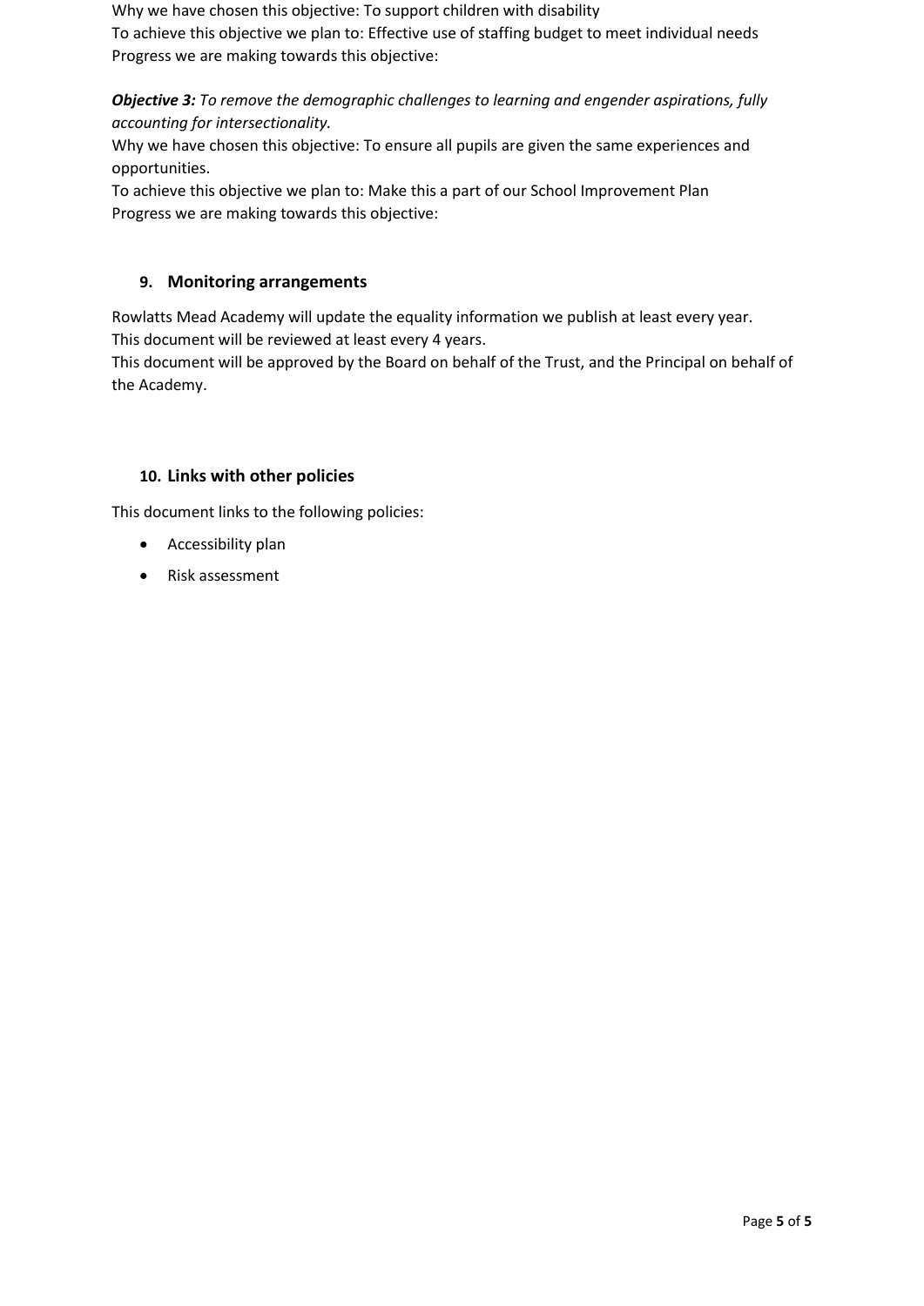Why we have chosen this objective: To support children with disability
To achieve this objective we plan to: Effective use of staffing budget to meet individual needs
Progress we are making towards this objective:

***Objective 3:*** *To remove the demographic challenges to learning and engender aspirations, fully accounting for intersectionality.*
Why we have chosen this objective: To ensure all pupils are given the same experiences and opportunities.
To achieve this objective we plan to: Make this a part of our School Improvement Plan
Progress we are making towards this objective:

## 9. Monitoring arrangements

Rowlatts Mead Academy will update the equality information we publish at least every year.
This document will be reviewed at least every 4 years.
This document will be approved by the Board on behalf of the Trust, and the Principal on behalf of the Academy.

## 10. Links with other policies

This document links to the following policies:

- Accessibility plan
- Risk assessment